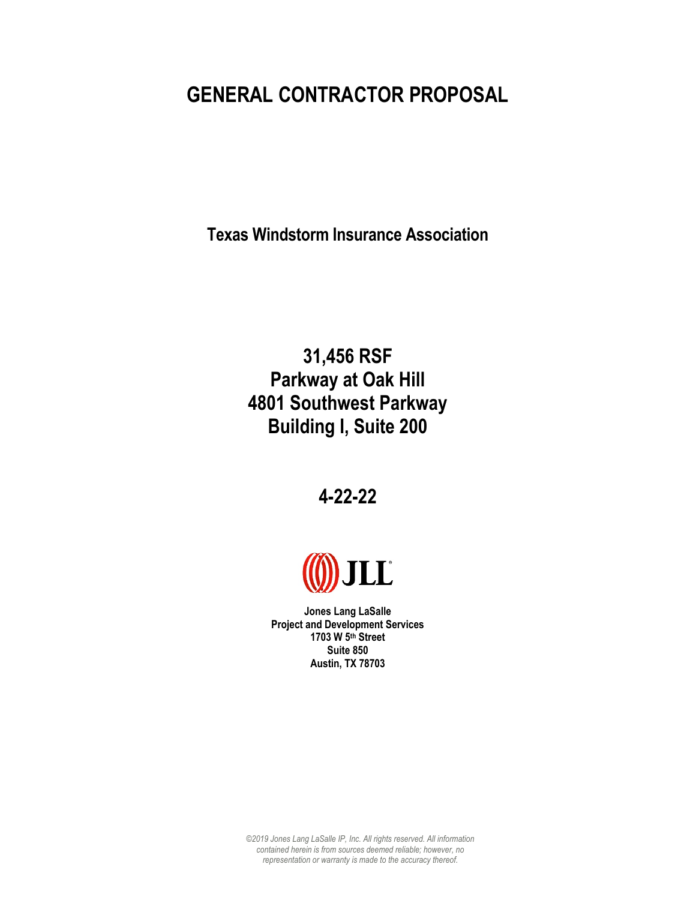# GENERAL CONTRACTOR PROPOSAL

**Texas Windstorm Insurance Association**

## 31,456 RSF
## Parkway at Oak Hill
## 4801 Southwest Parkway
## Building I, Suite 200

## 4-22-22

**Jones Lang LaSalle**
**Project and Development Services**
**1703 W 5th Street**
**Suite 850**
**Austin, TX 78703**

*©2019 Jones Lang LaSalle IP, Inc. All rights reserved. All information contained herein is from sources deemed reliable; however, no representation or warranty is made to the accuracy thereof.*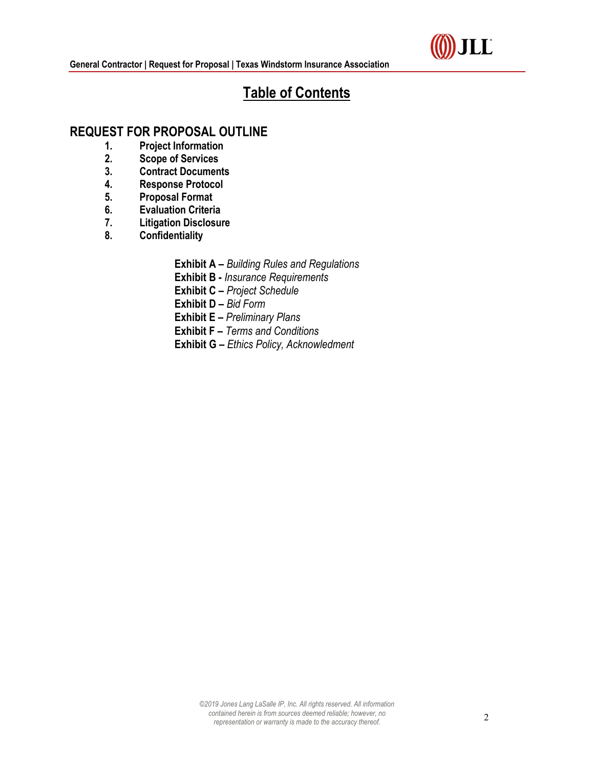# Table of Contents

## REQUEST FOR PROPOSAL OUTLINE

1. **Project Information**
2. **Scope of Services**
3. **Contract Documents**
4. **Response Protocol**
5. **Proposal Format**
6. **Evaluation Criteria**
7. **Litigation Disclosure**
8. **Confidentiality**

**Exhibit A –** *Building Rules and Regulations*
**Exhibit B -** *Insurance Requirements*
**Exhibit C –** *Project Schedule*
**Exhibit D –** *Bid Form*
**Exhibit E –** *Preliminary Plans*
**Exhibit F –** *Terms and Conditions*
**Exhibit G –** *Ethics Policy, Acknowledgment*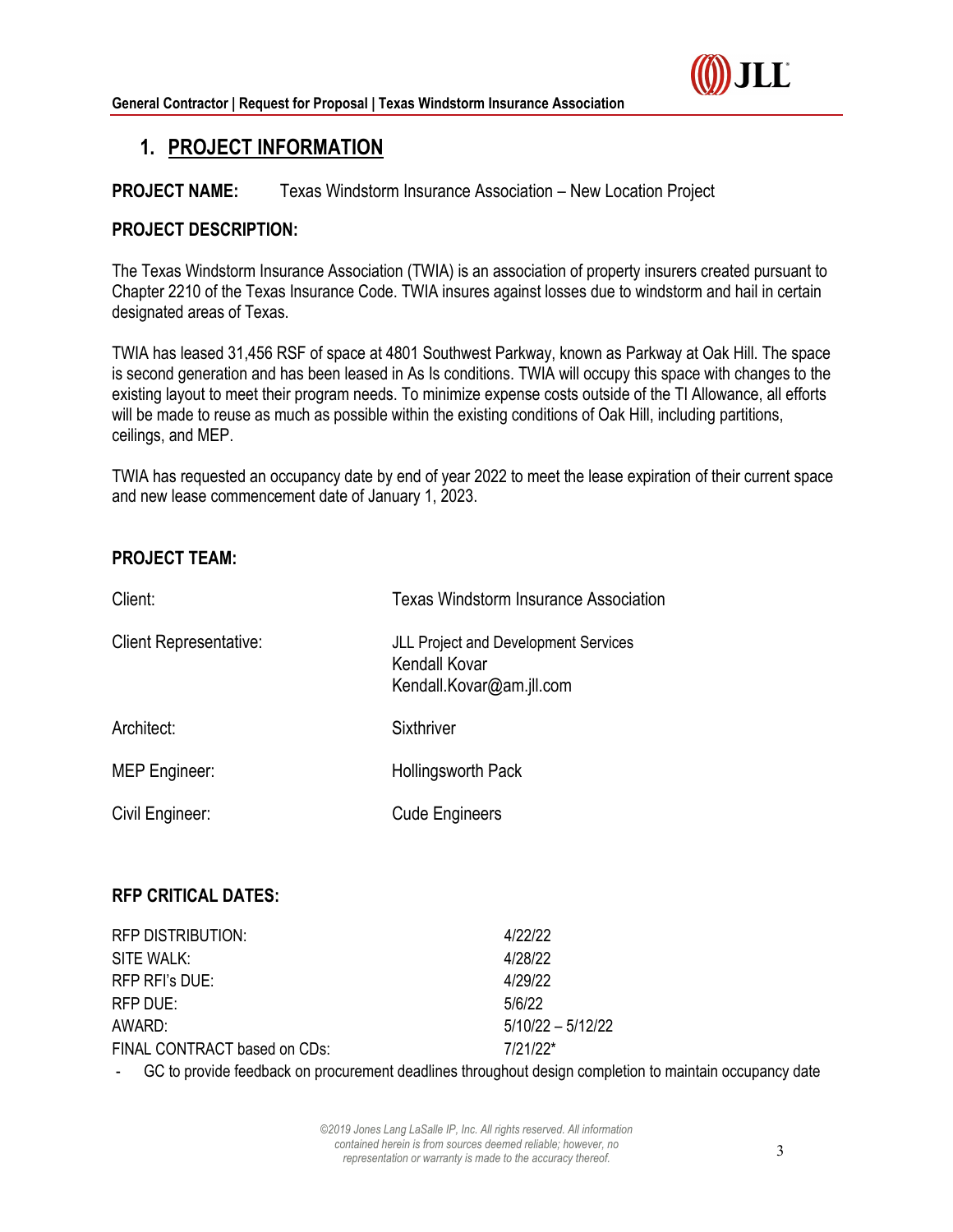## 1. PROJECT INFORMATION

**PROJECT NAME:** Texas Windstorm Insurance Association – New Location Project

**PROJECT DESCRIPTION:**

The Texas Windstorm Insurance Association (TWIA) is an association of property insurers created pursuant to Chapter 2210 of the Texas Insurance Code. TWIA insures against losses due to windstorm and hail in certain designated areas of Texas.

TWIA has leased 31,456 RSF of space at 4801 Southwest Parkway, known as Parkway at Oak Hill. The space is second generation and has been leased in As Is conditions. TWIA will occupy this space with changes to the existing layout to meet their program needs. To minimize expense costs outside of the TI Allowance, all efforts will be made to reuse as much as possible within the existing conditions of Oak Hill, including partitions, ceilings, and MEP.

TWIA has requested an occupancy date by end of year 2022 to meet the lease expiration of their current space and new lease commencement date of January 1, 2023.

**PROJECT TEAM:**

| | |
|---|---|
| Client: | Texas Windstorm Insurance Association |
| Client Representative: | JLL Project and Development Services<br>Kendall Kovar<br>Kendall.Kovar@am.jll.com |
| Architect: | Sixthriver |
| MEP Engineer: | Hollingsworth Pack |
| Civil Engineer: | Cude Engineers |

**RFP CRITICAL DATES:**

| | |
|---|---|
| RFP DISTRIBUTION: | 4/22/22 |
| SITE WALK: | 4/28/22 |
| RFP RFI's DUE: | 4/29/22 |
| RFP DUE: | 5/6/22 |
| AWARD: | 5/10/22 – 5/12/22 |
| FINAL CONTRACT based on CDs: | 7/21/22* |

- GC to provide feedback on procurement deadlines throughout design completion to maintain occupancy date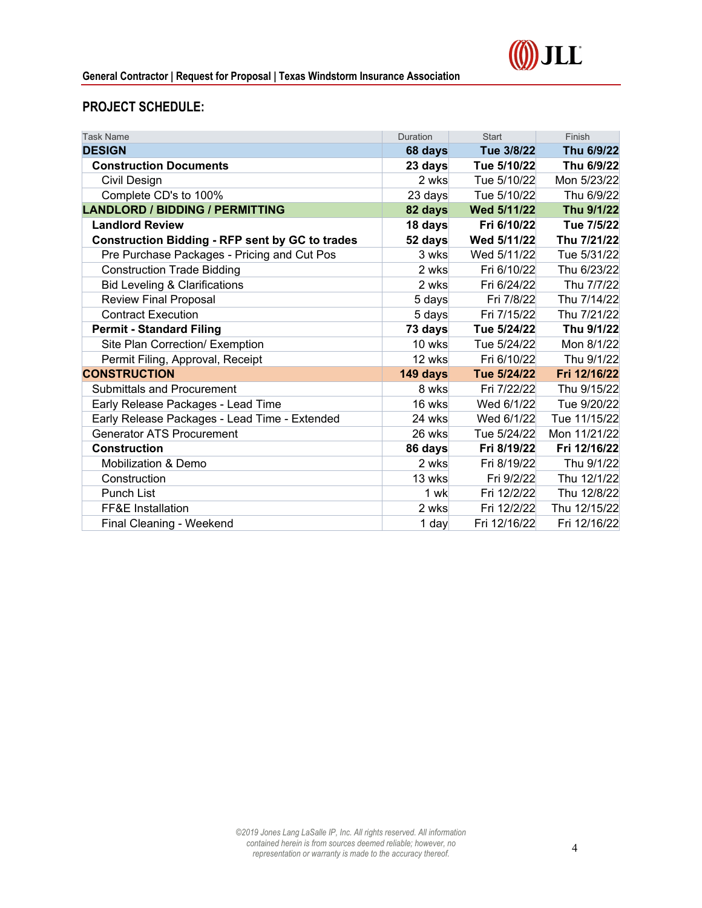## PROJECT SCHEDULE:

| Task Name | Duration | Start | Finish |
|---|---|---|---|
| **DESIGN** | **68 days** | **Tue 3/8/22** | **Thu 6/9/22** |
| **Construction Documents** | **23 days** | **Tue 5/10/22** | **Thu 6/9/22** |
| Civil Design | 2 wks | Tue 5/10/22 | Mon 5/23/22 |
| Complete CD's to 100% | 23 days | Tue 5/10/22 | Thu 6/9/22 |
| **LANDLORD / BIDDING / PERMITTING** | **82 days** | **Wed 5/11/22** | **Thu 9/1/22** |
| **Landlord Review** | **18 days** | **Fri 6/10/22** | **Tue 7/5/22** |
| **Construction Bidding - RFP sent by GC to trades** | **52 days** | **Wed 5/11/22** | **Thu 7/21/22** |
| Pre Purchase Packages - Pricing and Cut Pos | 3 wks | Wed 5/11/22 | Tue 5/31/22 |
| Construction Trade Bidding | 2 wks | Fri 6/10/22 | Thu 6/23/22 |
| Bid Leveling & Clarifications | 2 wks | Fri 6/24/22 | Thu 7/7/22 |
| Review Final Proposal | 5 days | Fri 7/8/22 | Thu 7/14/22 |
| Contract Execution | 5 days | Fri 7/15/22 | Thu 7/21/22 |
| **Permit - Standard Filing** | **73 days** | **Tue 5/24/22** | **Thu 9/1/22** |
| Site Plan Correction/ Exemption | 10 wks | Tue 5/24/22 | Mon 8/1/22 |
| Permit Filing, Approval, Receipt | 12 wks | Fri 6/10/22 | Thu 9/1/22 |
| **CONSTRUCTION** | **149 days** | **Tue 5/24/22** | **Fri 12/16/22** |
| Submittals and Procurement | 8 wks | Fri 7/22/22 | Thu 9/15/22 |
| Early Release Packages - Lead Time | 16 wks | Wed 6/1/22 | Tue 9/20/22 |
| Early Release Packages - Lead Time - Extended | 24 wks | Wed 6/1/22 | Tue 11/15/22 |
| Generator ATS Procurement | 26 wks | Tue 5/24/22 | Mon 11/21/22 |
| **Construction** | **86 days** | **Fri 8/19/22** | **Fri 12/16/22** |
| Mobilization & Demo | 2 wks | Fri 8/19/22 | Thu 9/1/22 |
| Construction | 13 wks | Fri 9/2/22 | Thu 12/1/22 |
| Punch List | 1 wk | Fri 12/2/22 | Thu 12/8/22 |
| FF&E Installation | 2 wks | Fri 12/2/22 | Thu 12/15/22 |
| Final Cleaning - Weekend | 1 day | Fri 12/16/22 | Fri 12/16/22 |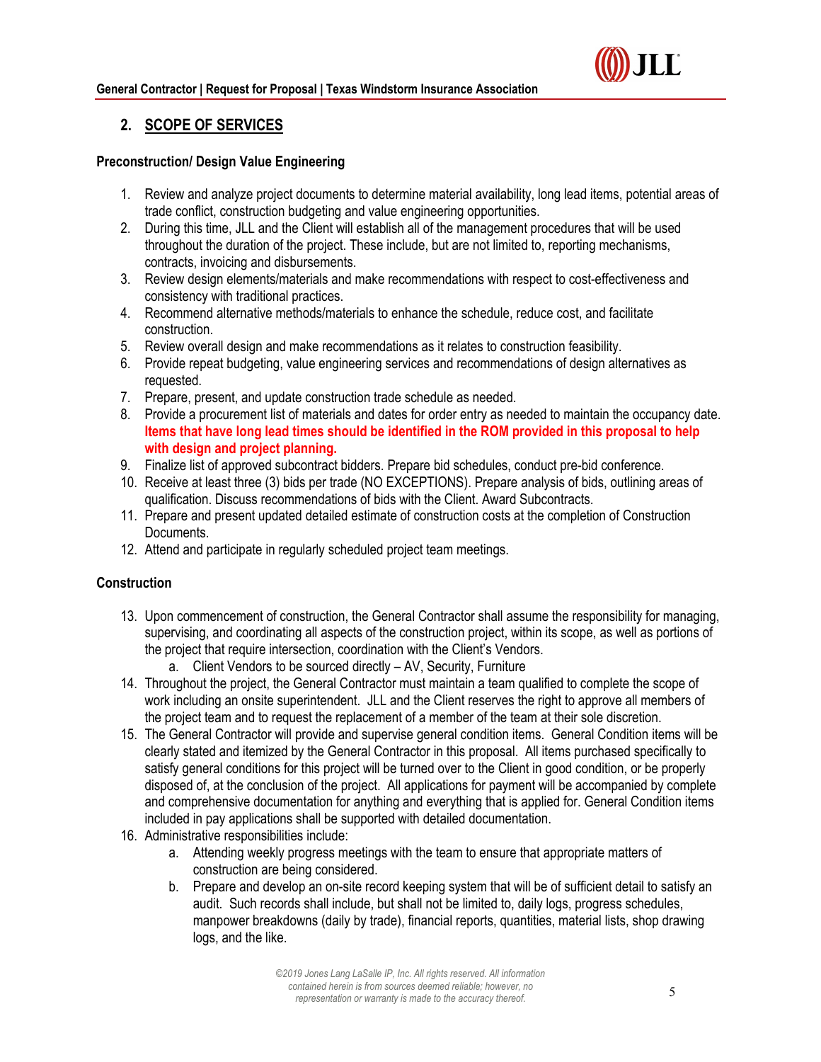## 2. SCOPE OF SERVICES

**Preconstruction/ Design Value Engineering**

1. Review and analyze project documents to determine material availability, long lead items, potential areas of trade conflict, construction budgeting and value engineering opportunities.
2. During this time, JLL and the Client will establish all of the management procedures that will be used throughout the duration of the project. These include, but are not limited to, reporting mechanisms, contracts, invoicing and disbursements.
3. Review design elements/materials and make recommendations with respect to cost-effectiveness and consistency with traditional practices.
4. Recommend alternative methods/materials to enhance the schedule, reduce cost, and facilitate construction.
5. Review overall design and make recommendations as it relates to construction feasibility.
6. Provide repeat budgeting, value engineering services and recommendations of design alternatives as requested.
7. Prepare, present, and update construction trade schedule as needed.
8. Provide a procurement list of materials and dates for order entry as needed to maintain the occupancy date. **Items that have long lead times should be identified in the ROM provided in this proposal to help with design and project planning.**
9. Finalize list of approved subcontract bidders. Prepare bid schedules, conduct pre-bid conference.
10. Receive at least three (3) bids per trade (NO EXCEPTIONS). Prepare analysis of bids, outlining areas of qualification. Discuss recommendations of bids with the Client. Award Subcontracts.
11. Prepare and present updated detailed estimate of construction costs at the completion of Construction Documents.
12. Attend and participate in regularly scheduled project team meetings.

**Construction**

13. Upon commencement of construction, the General Contractor shall assume the responsibility for managing, supervising, and coordinating all aspects of the construction project, within its scope, as well as portions of the project that require intersection, coordination with the Client's Vendors.
    a. Client Vendors to be sourced directly – AV, Security, Furniture
14. Throughout the project, the General Contractor must maintain a team qualified to complete the scope of work including an onsite superintendent. JLL and the Client reserves the right to approve all members of the project team and to request the replacement of a member of the team at their sole discretion.
15. The General Contractor will provide and supervise general condition items. General Condition items will be clearly stated and itemized by the General Contractor in this proposal. All items purchased specifically to satisfy general conditions for this project will be turned over to the Client in good condition, or be properly disposed of, at the conclusion of the project. All applications for payment will be accompanied by complete and comprehensive documentation for anything and everything that is applied for. General Condition items included in pay applications shall be supported with detailed documentation.
16. Administrative responsibilities include:
    a. Attending weekly progress meetings with the team to ensure that appropriate matters of construction are being considered.
    b. Prepare and develop an on-site record keeping system that will be of sufficient detail to satisfy an audit. Such records shall include, but shall not be limited to, daily logs, progress schedules, manpower breakdowns (daily by trade), financial reports, quantities, material lists, shop drawing logs, and the like.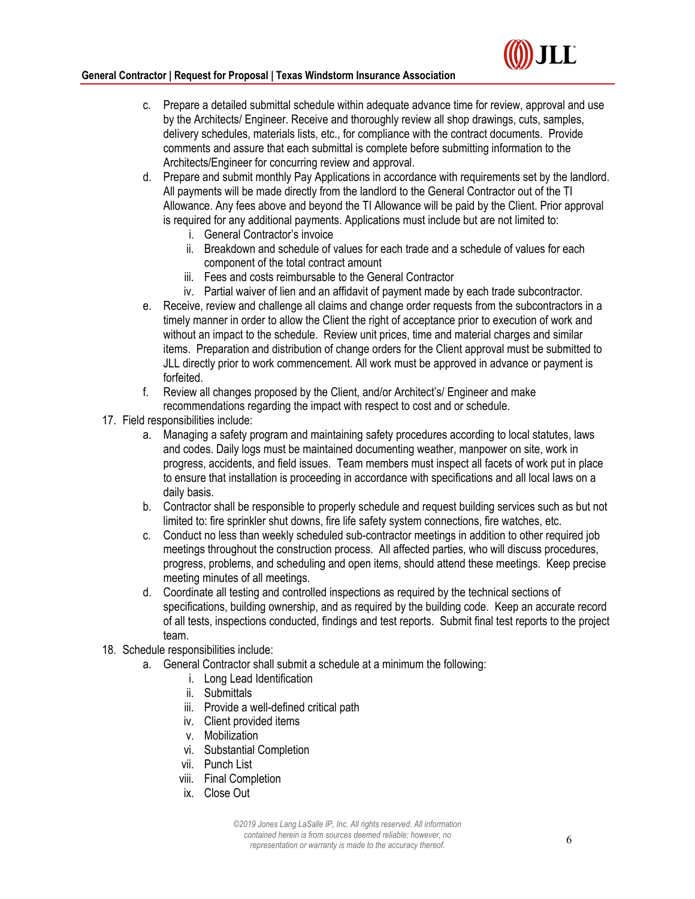c. Prepare a detailed submittal schedule within adequate advance time for review, approval and use by the Architects/ Engineer. Receive and thoroughly review all shop drawings, cuts, samples, delivery schedules, materials lists, etc., for compliance with the contract documents. Provide comments and assure that each submittal is complete before submitting information to the Architects/Engineer for concurring review and approval.
   d. Prepare and submit monthly Pay Applications in accordance with requirements set by the landlord. All payments will be made directly from the landlord to the General Contractor out of the TI Allowance. Any fees above and beyond the TI Allowance will be paid by the Client. Prior approval is required for any additional payments. Applications must include but are not limited to:
      i. General Contractor's invoice
      ii. Breakdown and schedule of values for each trade and a schedule of values for each component of the total contract amount
      iii. Fees and costs reimbursable to the General Contractor
      iv. Partial waiver of lien and an affidavit of payment made by each trade subcontractor.
   e. Receive, review and challenge all claims and change order requests from the subcontractors in a timely manner in order to allow the Client the right of acceptance prior to execution of work and without an impact to the schedule. Review unit prices, time and material charges and similar items. Preparation and distribution of change orders for the Client approval must be submitted to JLL directly prior to work commencement. All work must be approved in advance or payment is forfeited.
   f. Review all changes proposed by the Client, and/or Architect's/ Engineer and make recommendations regarding the impact with respect to cost and or schedule.

17. Field responsibilities include:
   a. Managing a safety program and maintaining safety procedures according to local statutes, laws and codes. Daily logs must be maintained documenting weather, manpower on site, work in progress, accidents, and field issues. Team members must inspect all facets of work put in place to ensure that installation is proceeding in accordance with specifications and all local laws on a daily basis.
   b. Contractor shall be responsible to properly schedule and request building services such as but not limited to: fire sprinkler shut downs, fire life safety system connections, fire watches, etc.
   c. Conduct no less than weekly scheduled sub-contractor meetings in addition to other required job meetings throughout the construction process. All affected parties, who will discuss procedures, progress, problems, and scheduling and open items, should attend these meetings. Keep precise meeting minutes of all meetings.
   d. Coordinate all testing and controlled inspections as required by the technical sections of specifications, building ownership, and as required by the building code. Keep an accurate record of all tests, inspections conducted, findings and test reports. Submit final test reports to the project team.

18. Schedule responsibilities include:
   a. General Contractor shall submit a schedule at a minimum the following:
      i. Long Lead Identification
      ii. Submittals
      iii. Provide a well-defined critical path
      iv. Client provided items
      v. Mobilization
      vi. Substantial Completion
      vii. Punch List
      viii. Final Completion
      ix. Close Out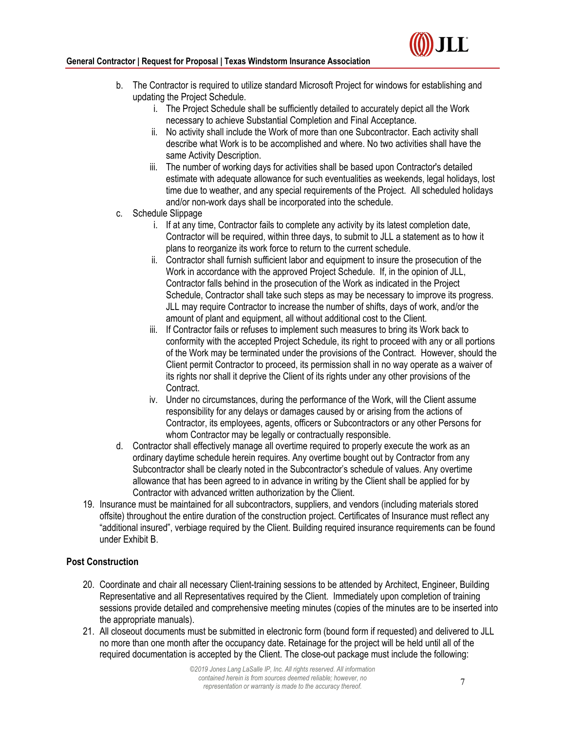b. The Contractor is required to utilize standard Microsoft Project for windows for establishing and updating the Project Schedule.
    i. The Project Schedule shall be sufficiently detailed to accurately depict all the Work necessary to achieve Substantial Completion and Final Acceptance.
    ii. No activity shall include the Work of more than one Subcontractor. Each activity shall describe what Work is to be accomplished and where. No two activities shall have the same Activity Description.
    iii. The number of working days for activities shall be based upon Contractor's detailed estimate with adequate allowance for such eventualities as weekends, legal holidays, lost time due to weather, and any special requirements of the Project. All scheduled holidays and/or non-work days shall be incorporated into the schedule.

c. Schedule Slippage
    i. If at any time, Contractor fails to complete any activity by its latest completion date, Contractor will be required, within three days, to submit to JLL a statement as to how it plans to reorganize its work force to return to the current schedule.
    ii. Contractor shall furnish sufficient labor and equipment to insure the prosecution of the Work in accordance with the approved Project Schedule. If, in the opinion of JLL, Contractor falls behind in the prosecution of the Work as indicated in the Project Schedule, Contractor shall take such steps as may be necessary to improve its progress. JLL may require Contractor to increase the number of shifts, days of work, and/or the amount of plant and equipment, all without additional cost to the Client.
    iii. If Contractor fails or refuses to implement such measures to bring its Work back to conformity with the accepted Project Schedule, its right to proceed with any or all portions of the Work may be terminated under the provisions of the Contract. However, should the Client permit Contractor to proceed, its permission shall in no way operate as a waiver of its rights nor shall it deprive the Client of its rights under any other provisions of the Contract.
    iv. Under no circumstances, during the performance of the Work, will the Client assume responsibility for any delays or damages caused by or arising from the actions of Contractor, its employees, agents, officers or Subcontractors or any other Persons for whom Contractor may be legally or contractually responsible.

d. Contractor shall effectively manage all overtime required to properly execute the work as an ordinary daytime schedule herein requires. Any overtime bought out by Contractor from any Subcontractor shall be clearly noted in the Subcontractor's schedule of values. Any overtime allowance that has been agreed to in advance in writing by the Client shall be applied for by Contractor with advanced written authorization by the Client.

19. Insurance must be maintained for all subcontractors, suppliers, and vendors (including materials stored offsite) throughout the entire duration of the construction project. Certificates of Insurance must reflect any "additional insured", verbiage required by the Client. Building required insurance requirements can be found under Exhibit B.

**Post Construction**

20. Coordinate and chair all necessary Client-training sessions to be attended by Architect, Engineer, Building Representative and all Representatives required by the Client. Immediately upon completion of training sessions provide detailed and comprehensive meeting minutes (copies of the minutes are to be inserted into the appropriate manuals).
21. All closeout documents must be submitted in electronic form (bound form if requested) and delivered to JLL no more than one month after the occupancy date. Retainage for the project will be held until all of the required documentation is accepted by the Client. The close-out package must include the following: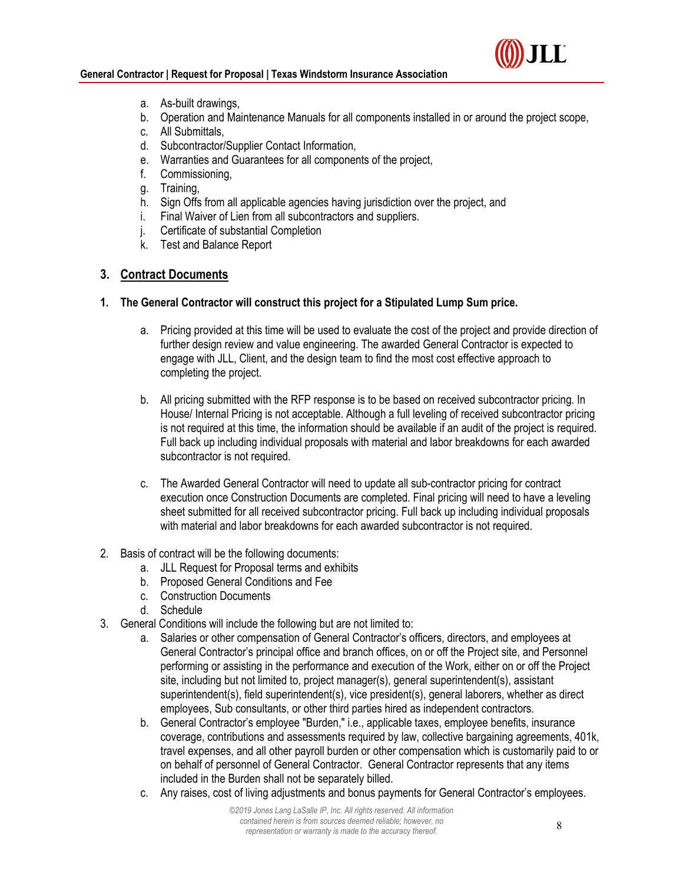a. As-built drawings,
b. Operation and Maintenance Manuals for all components installed in or around the project scope,
c. All Submittals,
d. Subcontractor/Supplier Contact Information,
e. Warranties and Guarantees for all components of the project,
f. Commissioning,
g. Training,
h. Sign Offs from all applicable agencies having jurisdiction over the project, and
i. Final Waiver of Lien from all subcontractors and suppliers.
j. Certificate of substantial Completion
k. Test and Balance Report

## 3. <u>Contract Documents</u>

**1. The General Contractor will construct this project for a Stipulated Lump Sum price.**

a. Pricing provided at this time will be used to evaluate the cost of the project and provide direction of further design review and value engineering. The awarded General Contractor is expected to engage with JLL, Client, and the design team to find the most cost effective approach to completing the project.

b. All pricing submitted with the RFP response is to be based on received subcontractor pricing. In House/ Internal Pricing is not acceptable. Although a full leveling of received subcontractor pricing is not required at this time, the information should be available if an audit of the project is required. Full back up including individual proposals with material and labor breakdowns for each awarded subcontractor is not required.

c. The Awarded General Contractor will need to update all sub-contractor pricing for contract execution once Construction Documents are completed. Final pricing will need to have a leveling sheet submitted for all received subcontractor pricing. Full back up including individual proposals with material and labor breakdowns for each awarded subcontractor is not required.

2. Basis of contract will be the following documents:
   a. JLL Request for Proposal terms and exhibits
   b. Proposed General Conditions and Fee
   c. Construction Documents
   d. Schedule
3. General Conditions will include the following but are not limited to:
   a. Salaries or other compensation of General Contractor's officers, directors, and employees at General Contractor's principal office and branch offices, on or off the Project site, and Personnel performing or assisting in the performance and execution of the Work, either on or off the Project site, including but not limited to, project manager(s), general superintendent(s), assistant superintendent(s), field superintendent(s), vice president(s), general laborers, whether as direct employees, Sub consultants, or other third parties hired as independent contractors.
   b. General Contractor's employee "Burden," i.e., applicable taxes, employee benefits, insurance coverage, contributions and assessments required by law, collective bargaining agreements, 401k, travel expenses, and all other payroll burden or other compensation which is customarily paid to or on behalf of personnel of General Contractor. General Contractor represents that any items included in the Burden shall not be separately billed.
   c. Any raises, cost of living adjustments and bonus payments for General Contractor's employees.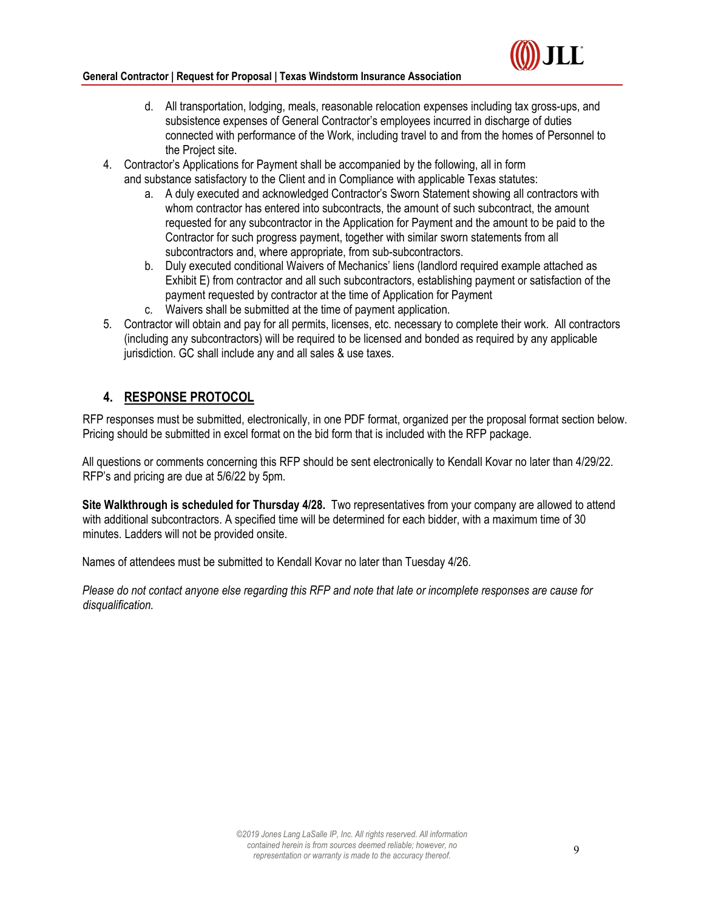d. All transportation, lodging, meals, reasonable relocation expenses including tax gross-ups, and subsistence expenses of General Contractor's employees incurred in discharge of duties connected with performance of the Work, including travel to and from the homes of Personnel to the Project site.

4. Contractor's Applications for Payment shall be accompanied by the following, all in form and substance satisfactory to the Client and in Compliance with applicable Texas statutes:
   a. A duly executed and acknowledged Contractor's Sworn Statement showing all contractors with whom contractor has entered into subcontracts, the amount of such subcontract, the amount requested for any subcontractor in the Application for Payment and the amount to be paid to the Contractor for such progress payment, together with similar sworn statements from all subcontractors and, where appropriate, from sub-subcontractors.
   b. Duly executed conditional Waivers of Mechanics' liens (landlord required example attached as Exhibit E) from contractor and all such subcontractors, establishing payment or satisfaction of the payment requested by contractor at the time of Application for Payment
   c. Waivers shall be submitted at the time of payment application.
5. Contractor will obtain and pay for all permits, licenses, etc. necessary to complete their work. All contractors (including any subcontractors) will be required to be licensed and bonded as required by any applicable jurisdiction. GC shall include any and all sales & use taxes.

## 4. RESPONSE PROTOCOL

RFP responses must be submitted, electronically, in one PDF format, organized per the proposal format section below. Pricing should be submitted in excel format on the bid form that is included with the RFP package.

All questions or comments concerning this RFP should be sent electronically to Kendall Kovar no later than 4/29/22. RFP's and pricing are due at 5/6/22 by 5pm.

**Site Walkthrough is scheduled for Thursday 4/28.** Two representatives from your company are allowed to attend with additional subcontractors. A specified time will be determined for each bidder, with a maximum time of 30 minutes. Ladders will not be provided onsite.

Names of attendees must be submitted to Kendall Kovar no later than Tuesday 4/26.

*Please do not contact anyone else regarding this RFP and note that late or incomplete responses are cause for disqualification.*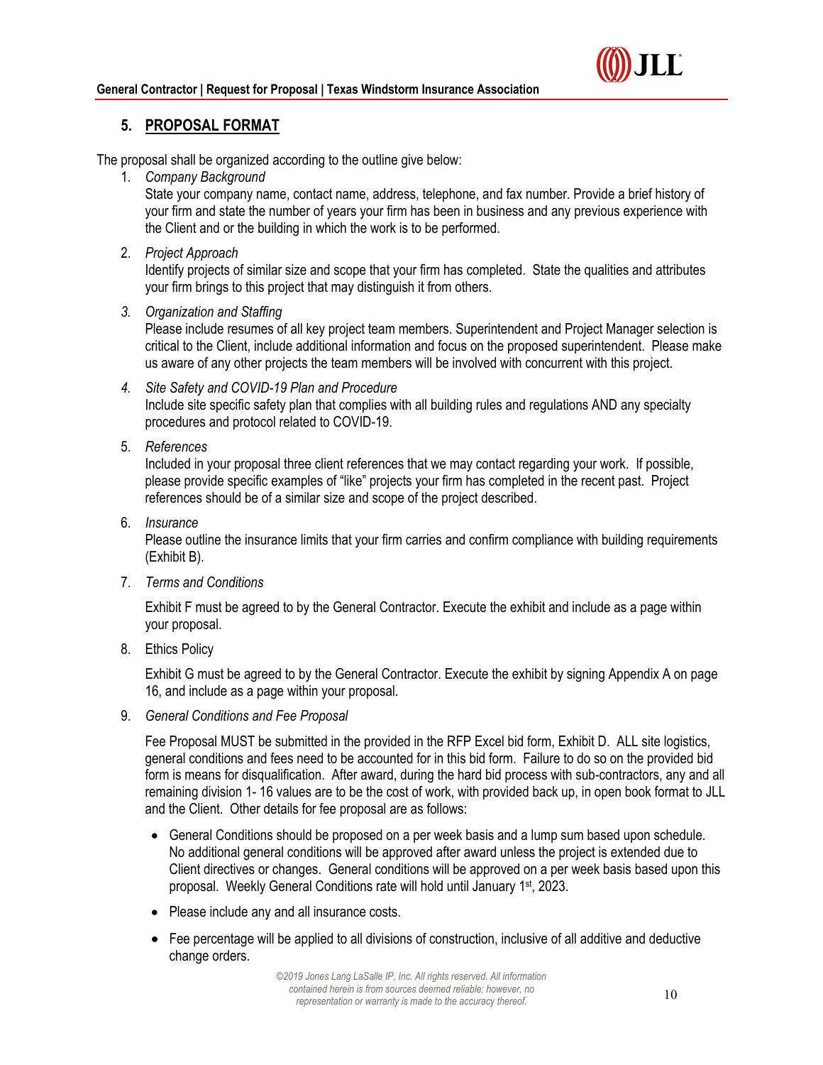## 5. PROPOSAL FORMAT

The proposal shall be organized according to the outline give below:

1. *Company Background*
   State your company name, contact name, address, telephone, and fax number. Provide a brief history of your firm and state the number of years your firm has been in business and any previous experience with the Client and or the building in which the work is to be performed.

2. *Project Approach*
   Identify projects of similar size and scope that your firm has completed. State the qualities and attributes your firm brings to this project that may distinguish it from others.

3. *Organization and Staffing*
   Please include resumes of all key project team members. Superintendent and Project Manager selection is critical to the Client, include additional information and focus on the proposed superintendent. Please make us aware of any other projects the team members will be involved with concurrent with this project.

4. *Site Safety and COVID-19 Plan and Procedure*
   Include site specific safety plan that complies with all building rules and regulations AND any specialty procedures and protocol related to COVID-19.

5. *References*
   Included in your proposal three client references that we may contact regarding your work. If possible, please provide specific examples of "like" projects your firm has completed in the recent past. Project references should be of a similar size and scope of the project described.

6. *Insurance*
   Please outline the insurance limits that your firm carries and confirm compliance with building requirements (Exhibit B).

7. *Terms and Conditions*

   Exhibit F must be agreed to by the General Contractor. Execute the exhibit and include as a page within your proposal.

8. Ethics Policy

   Exhibit G must be agreed to by the General Contractor. Execute the exhibit by signing Appendix A on page 16, and include as a page within your proposal.

9. *General Conditions and Fee Proposal*

   Fee Proposal MUST be submitted in the provided in the RFP Excel bid form, Exhibit D. ALL site logistics, general conditions and fees need to be accounted for in this bid form. Failure to do so on the provided bid form is means for disqualification. After award, during the hard bid process with sub-contractors, any and all remaining division 1- 16 values are to be the cost of work, with provided back up, in open book format to JLL and the Client. Other details for fee proposal are as follows:

   - General Conditions should be proposed on a per week basis and a lump sum based upon schedule. No additional general conditions will be approved after award unless the project is extended due to Client directives or changes. General conditions will be approved on a per week basis based upon this proposal. Weekly General Conditions rate will hold until January 1st, 2023.
   - Please include any and all insurance costs.
   - Fee percentage will be applied to all divisions of construction, inclusive of all additive and deductive change orders.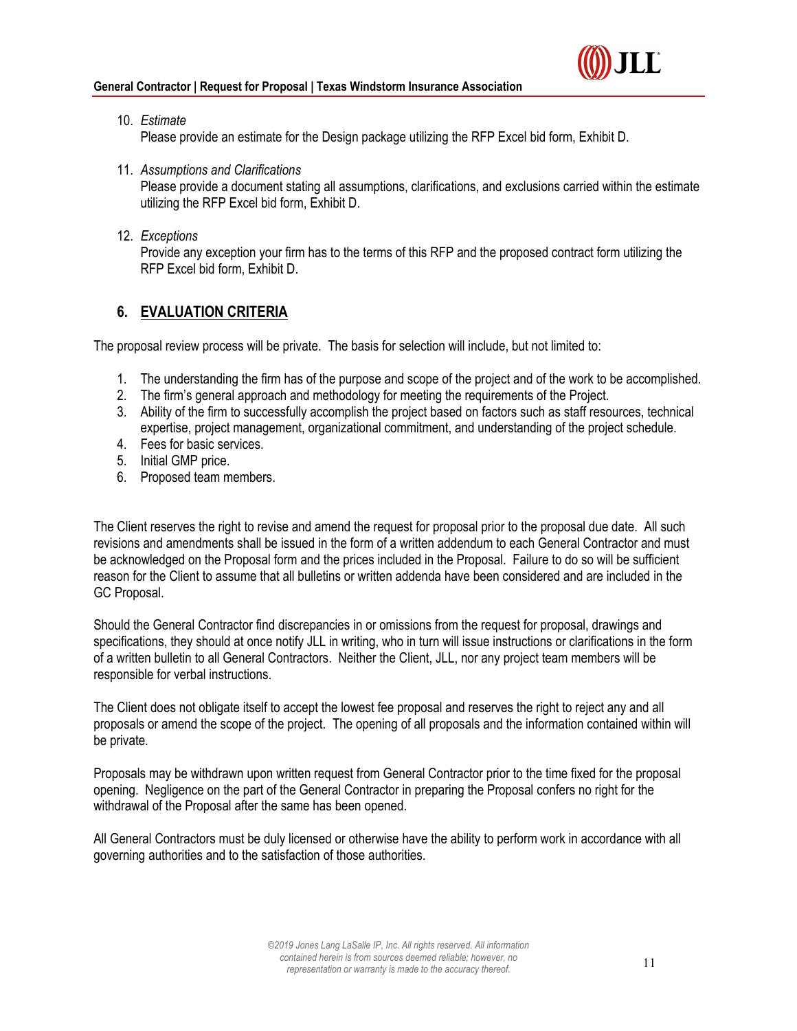10. *Estimate*
    Please provide an estimate for the Design package utilizing the RFP Excel bid form, Exhibit D.

11. *Assumptions and Clarifications*
    Please provide a document stating all assumptions, clarifications, and exclusions carried within the estimate utilizing the RFP Excel bid form, Exhibit D.

12. *Exceptions*
    Provide any exception your firm has to the terms of this RFP and the proposed contract form utilizing the RFP Excel bid form, Exhibit D.

## 6. EVALUATION CRITERIA

The proposal review process will be private. The basis for selection will include, but not limited to:

1. The understanding the firm has of the purpose and scope of the project and of the work to be accomplished.
2. The firm's general approach and methodology for meeting the requirements of the Project.
3. Ability of the firm to successfully accomplish the project based on factors such as staff resources, technical expertise, project management, organizational commitment, and understanding of the project schedule.
4. Fees for basic services.
5. Initial GMP price.
6. Proposed team members.

The Client reserves the right to revise and amend the request for proposal prior to the proposal due date. All such revisions and amendments shall be issued in the form of a written addendum to each General Contractor and must be acknowledged on the Proposal form and the prices included in the Proposal. Failure to do so will be sufficient reason for the Client to assume that all bulletins or written addenda have been considered and are included in the GC Proposal.

Should the General Contractor find discrepancies in or omissions from the request for proposal, drawings and specifications, they should at once notify JLL in writing, who in turn will issue instructions or clarifications in the form of a written bulletin to all General Contractors. Neither the Client, JLL, nor any project team members will be responsible for verbal instructions.

The Client does not obligate itself to accept the lowest fee proposal and reserves the right to reject any and all proposals or amend the scope of the project. The opening of all proposals and the information contained within will be private.

Proposals may be withdrawn upon written request from General Contractor prior to the time fixed for the proposal opening. Negligence on the part of the General Contractor in preparing the Proposal confers no right for the withdrawal of the Proposal after the same has been opened.

All General Contractors must be duly licensed or otherwise have the ability to perform work in accordance with all governing authorities and to the satisfaction of those authorities.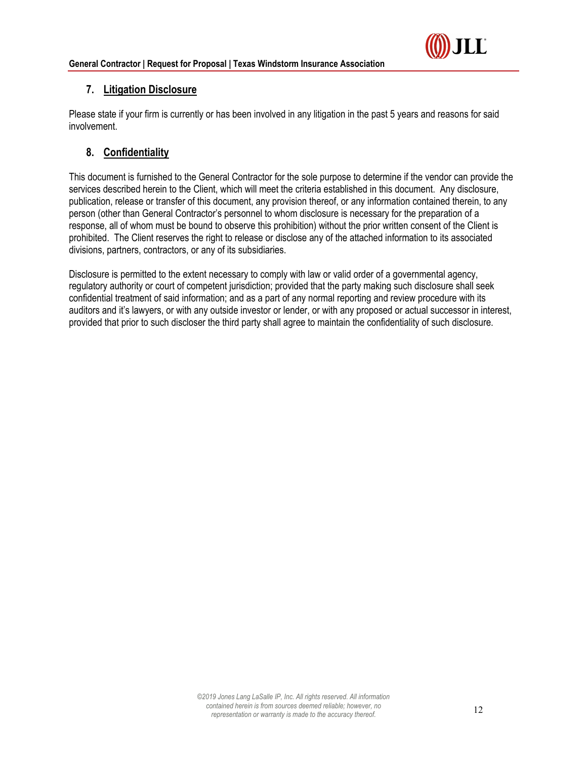## 7. Litigation Disclosure

Please state if your firm is currently or has been involved in any litigation in the past 5 years and reasons for said involvement.

## 8. Confidentiality

This document is furnished to the General Contractor for the sole purpose to determine if the vendor can provide the services described herein to the Client, which will meet the criteria established in this document. Any disclosure, publication, release or transfer of this document, any provision thereof, or any information contained therein, to any person (other than General Contractor's personnel to whom disclosure is necessary for the preparation of a response, all of whom must be bound to observe this prohibition) without the prior written consent of the Client is prohibited. The Client reserves the right to release or disclose any of the attached information to its associated divisions, partners, contractors, or any of its subsidiaries.

Disclosure is permitted to the extent necessary to comply with law or valid order of a governmental agency, regulatory authority or court of competent jurisdiction; provided that the party making such disclosure shall seek confidential treatment of said information; and as a part of any normal reporting and review procedure with its auditors and it's lawyers, or with any outside investor or lender, or with any proposed or actual successor in interest, provided that prior to such discloser the third party shall agree to maintain the confidentiality of such disclosure.